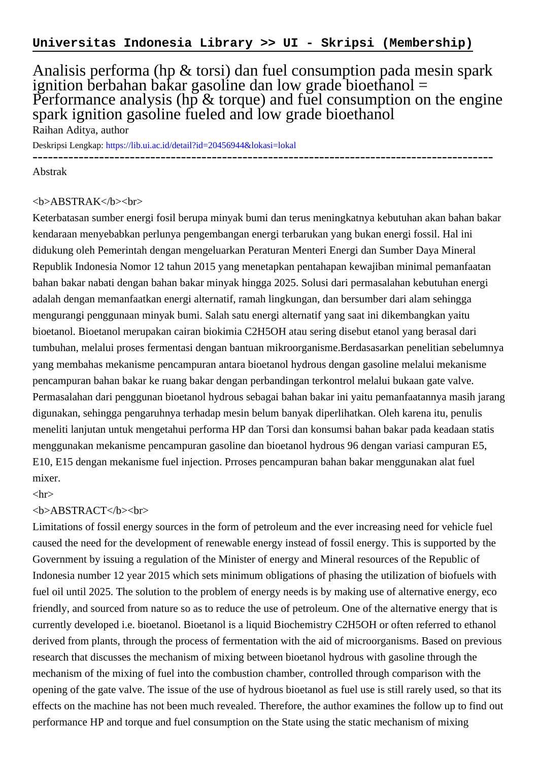**Universitas Indonesia Library >> UI - Skripsi (Membership)**

# Analisis performa (hp & torsi) dan fuel consumption pada mesin spark ignition berbahan bakar gasoline dan low grade bioethanol = Performance analysis (hp & torque) and fuel consumption on the engine spark ignition gasoline fueled and low grade bioethanol

Raihan Aditya, author

Deskripsi Lengkap: https://lib.ui.ac.id/detail?id=20456944&lokasi=lokal

------------------------------------------------------------------------------------------

Abstrak

<b>ABSTRAK</b><br>

Keterbatasan sumber energi fosil berupa minyak bumi dan terus meningkatnya kebutuhan akan bahan bakar kendaraan menyebabkan perlunya pengembangan energi terbarukan yang bukan energi fossil. Hal ini didukung oleh Pemerintah dengan mengeluarkan Peraturan Menteri Energi dan Sumber Daya Mineral Republik Indonesia Nomor 12 tahun 2015 yang menetapkan pentahapan kewajiban minimal pemanfaatan bahan bakar nabati dengan bahan bakar minyak hingga 2025. Solusi dari permasalahan kebutuhan energi adalah dengan memanfaatkan energi alternatif, ramah lingkungan, dan bersumber dari alam sehingga mengurangi penggunaan minyak bumi. Salah satu energi alternatif yang saat ini dikembangkan yaitu bioetanol. Bioetanol merupakan cairan biokimia $C_2H_5OH$ atau sering disebut etanol yang berasal dari tumbuhan, melalui proses fermentasi dengan bantuan mikroorganisme.Berdasasarkan penelitian sebelumnya yang membahas mekanisme pencampuran antara bioetanol hydrous dengan gasoline melalui mekanisme pencampuran bahan bakar ke ruang bakar dengan perbandingan terkontrol melalui bukaan gate valve. Permasalahan dari penggunan bioetanol hydrous sebagai bahan bakar ini yaitu pemanfaatannya masih jarang digunakan, sehingga pengaruhnya terhadap mesin belum banyak diperlihatkan. Oleh karena itu, penulis meneliti lanjutan untuk mengetahui performa HP dan Torsi dan konsumsi bahan bakar pada keadaan statis menggunakan mekanisme pencampuran gasoline dan bioetanol hydrous 96 dengan variasi campuran E5, E10, E15 dengan mekanisme fuel injection. Prroses pencampuran bahan bakar menggunakan alat fuel mixer.

<hr>

<b>ABSTRACT</b><br>

Limitations of fossil energy sources in the form of petroleum and the ever increasing need for vehicle fuel caused the need for the development of renewable energy instead of fossil energy. This is supported by the Government by issuing a regulation of the Minister of energy and Mineral resources of the Republic of Indonesia number 12 year 2015 which sets minimum obligations of phasing the utilization of biofuels with fuel oil until 2025. The solution to the problem of energy needs is by making use of alternative energy, eco friendly, and sourced from nature so as to reduce the use of petroleum. One of the alternative energy that is currently developed i.e. bioetanol. Bioetanol is a liquid Biochemistry $C_2H_5OH$ or often referred to ethanol derived from plants, through the process of fermentation with the aid of microorganisms. Based on previous research that discusses the mechanism of mixing between bioetanol hydrous with gasoline through the mechanism of the mixing of fuel into the combustion chamber, controlled through comparison with the opening of the gate valve. The issue of the use of hydrous bioetanol as fuel use is still rarely used, so that its effects on the machine has not been much revealed. Therefore, the author examines the follow up to find out performance HP and torque and fuel consumption on the State using the static mechanism of mixing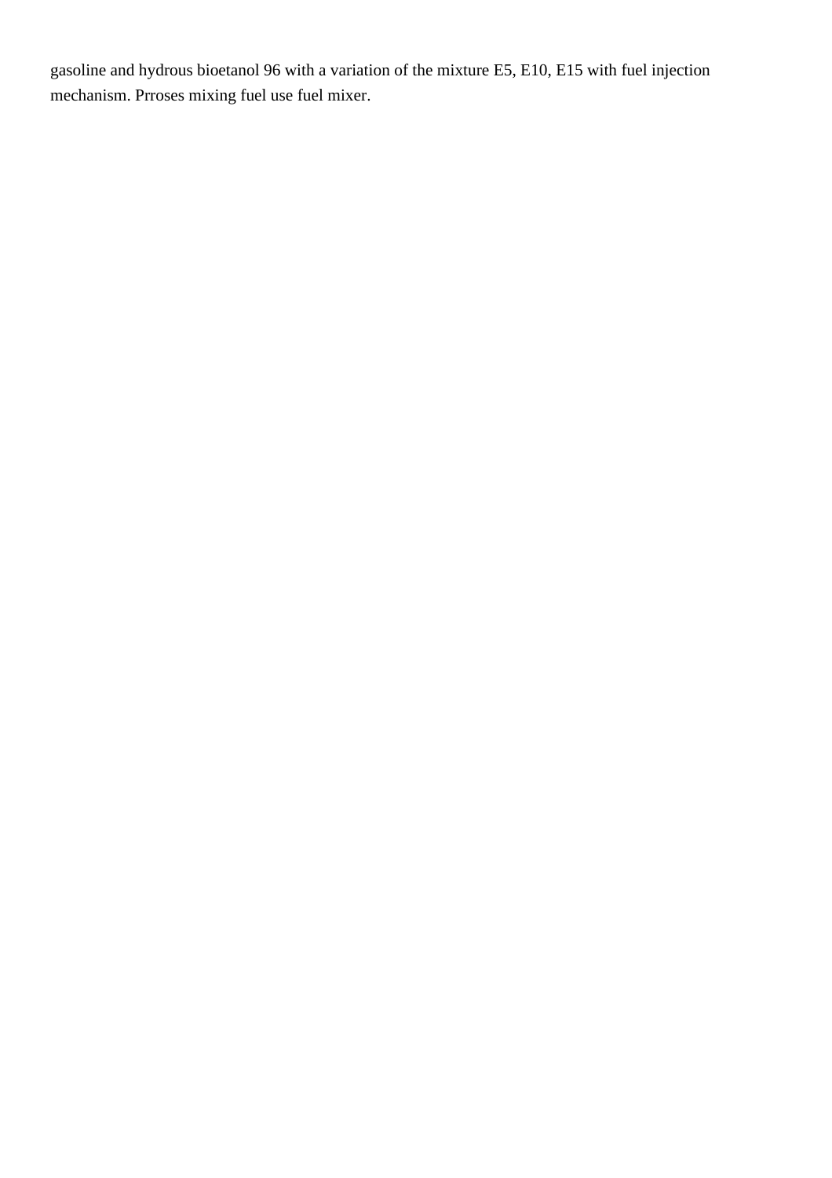gasoline and hydrous bioetanol 96 with a variation of the mixture E5, E10, E15 with fuel injection mechanism. Prroses mixing fuel use fuel mixer.